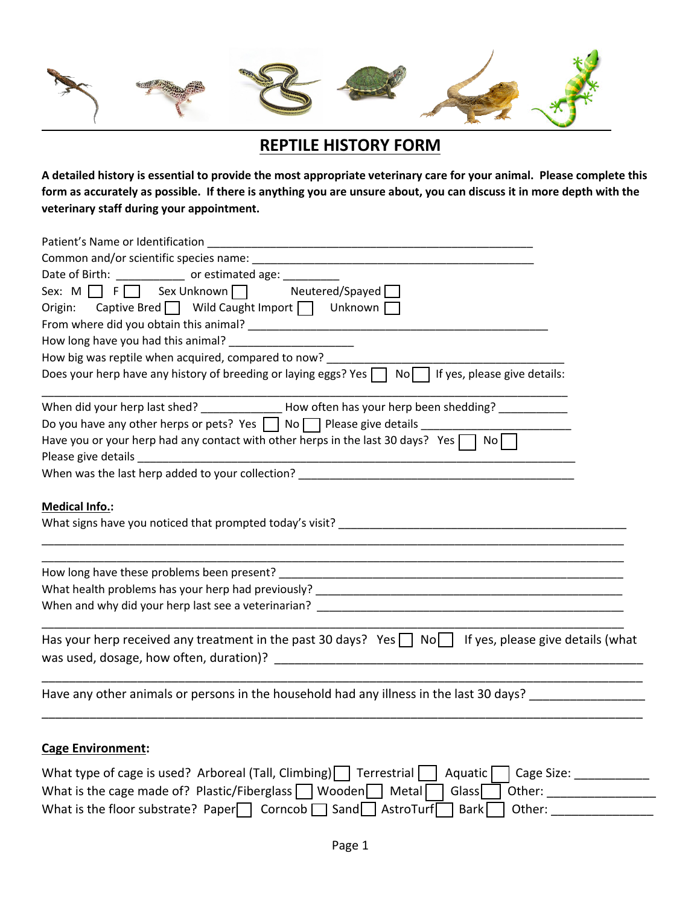# REPTILE HISTORY FORM

**A detailed history is essential to provide the most appropriate veterinary care for your animal. Please complete this form as accurately as possible. If there is anything you are unsure about, you can discuss it in more depth with the veterinary staff during your appointment.**

Patient's Name or Identification ______________________________________________________

Common and/or scientific species name: _______________________________________________

Date of Birth: ___________ or estimated age: _________

Sex: M ☐ F ☐ Sex Unknown ☐ Neutered/Spayed ☐

Origin: Captive Bred ☐ Wild Caught Import ☐ Unknown ☐

From where did you obtain this animal? __________________________________________________

How long have you had this animal? ____________________

How big was reptile when acquired, compared to now? ________________________________________

Does your herp have any history of breeding or laying eggs? Yes ☐ No ☐ If yes, please give details:

______________________________________________________________________________________

When did your herp last shed? _____________ How often has your herp been shedding? ___________

Do you have any other herps or pets? Yes ☐ No ☐ Please give details ________________________

Have you or your herp had any contact with other herps in the last 30 days? Yes ☐ No ☐

Please give details _____________________________________________________________________

When was the last herp added to your collection? ___________________________________________

**Medical Info.:**

What signs have you noticed that prompted today's visit? ______________________________________

______________________________________________________________________________________

______________________________________________________________________________________

How long have these problems been present? ______________________________________________

What health problems has your herp had previously? _________________________________________

When and why did your herp last see a veterinarian? _________________________________________

______________________________________________________________________________________

Has your herp received any treatment in the past 30 days? Yes ☐ No ☐ If yes, please give details (what was used, dosage, how often, duration)? ____________________________________________________

______________________________________________________________________________________

Have any other animals or persons in the household had any illness in the last 30 days? ________________

______________________________________________________________________________________

**Cage Environment:**

What type of cage is used? Arboreal (Tall, Climbing) ☐ Terrestrial ☐ Aquatic ☐ Cage Size: ___________

What is the cage made of? Plastic/Fiberglass ☐ Wooden ☐ Metal ☐ Glass ☐ Other: ________________

What is the floor substrate? Paper ☐ Corncob ☐ Sand ☐ AstroTurf ☐ Bark ☐ Other: ______________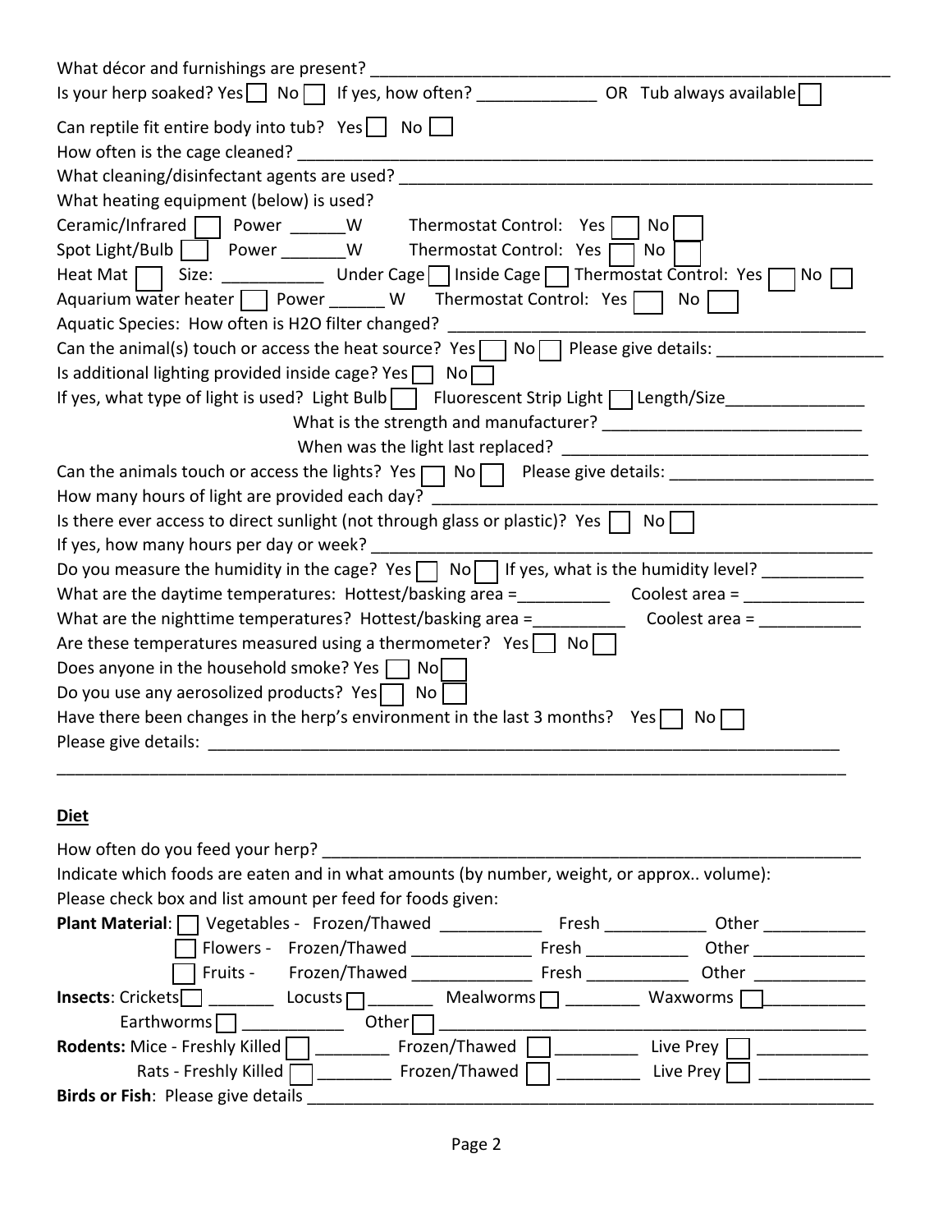What décor and furnishings are present? ___________________________________________________________

Is your herp soaked? Yes ☐ No ☐ If yes, how often? _____________ OR Tub always available ☐

Can reptile fit entire body into tub? Yes ☐ No ☐

How often is the cage cleaned? _________________________________________________________________

What cleaning/disinfectant agents are used? ______________________________________________________

What heating equipment (below) is used?

Ceramic/Infrared ☐ Power ______W Thermostat Control: Yes ☐ No ☐

Spot Light/Bulb ☐ Power _______W Thermostat Control: Yes ☐ No ☐

Heat Mat ☐ Size: ___________ Under Cage ☐ Inside Cage ☐ Thermostat Control: Yes ☐ No ☐

Aquarium water heater ☐ Power ______ W Thermostat Control: Yes ☐ No ☐

Aquatic Species: How often is $H_2O$ filter changed? ___________________________________________

Can the animal(s) touch or access the heat source? Yes ☐ No ☐ Please give details: __________________

Is additional lighting provided inside cage? Yes ☐ No ☐

If yes, what type of light is used? Light Bulb ☐ Fluorescent Strip Light ☐ Length/Size_______________

What is the strength and manufacturer? ____________________________

When was the light last replaced? _________________________________

Can the animals touch or access the lights? Yes ☐ No ☐ Please give details: ______________________

How many hours of light are provided each day? __________________________________________________

Is there ever access to direct sunlight (not through glass or plastic)? Yes ☐ No ☐

If yes, how many hours per day or week? _________________________________________________________

Do you measure the humidity in the cage? Yes ☐ No ☐ If yes, what is the humidity level? ___________

What are the daytime temperatures: Hottest/basking area =__________ Coolest area = _____________

What are the nighttime temperatures? Hottest/basking area =__________ Coolest area = ___________

Are these temperatures measured using a thermometer? Yes ☐ No ☐

Does anyone in the household smoke? Yes ☐ No ☐

Do you use any aerosolized products? Yes ☐ No ☐

Have there been changes in the herp's environment in the last 3 months? Yes ☐ No ☐

Please give details: _______________________________________________________________________

______________________________________________________________________________________

**Diet**

How often do you feed your herp? ______________________________________________________________

Indicate which foods are eaten and in what amounts (by number, weight, or approx.. volume):

Please check box and list amount per feed for foods given:

**Plant Material**: ☐ Vegetables - Frozen/Thawed ___________ Fresh ___________ Other ___________

☐ Flowers - Frozen/Thawed _____________ Fresh ___________ Other ____________

☐ Fruits - Frozen/Thawed _____________ Fresh ___________ Other ____________

**Insects**: Crickets ☐ _______ Locusts ☐ _______ Mealworms ☐ ________ Waxworms ☐ ___________

Earthworms ☐ ___________ Other ☐ _______________________________________________

**Rodents:** Mice - Freshly Killed ☐ ________ Frozen/Thawed ☐ _________ Live Prey ☐ ____________

Rats - Freshly Killed ☐ ________ Frozen/Thawed ☐ _________ Live Prey ☐ ____________

**Birds or Fish**: Please give details _______________________________________________________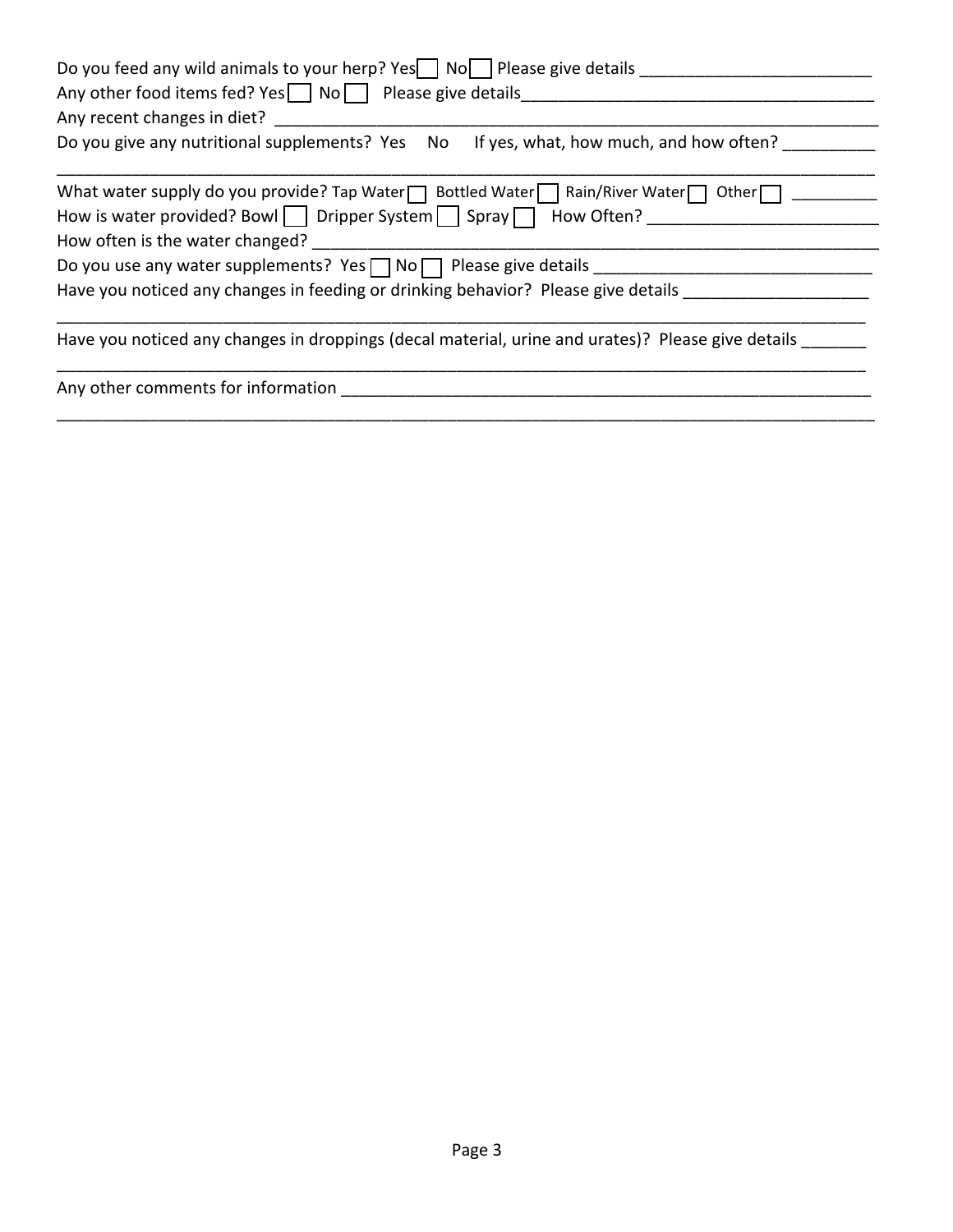Do you feed any wild animals to your herp? Yes☐ No☐ Please give details _________________________

Any other food items fed? Yes☐ No☐ Please give details_____________________________________

Any recent changes in diet? ______________________________________________________________

Do you give any nutritional supplements? Yes No If yes, what, how much, and how often? __________

_____________________________________________________________________________________

What water supply do you provide? Tap Water☐ Bottled Water☐ Rain/River Water☐ Other☐ __________

How is water provided? Bowl☐ Dripper System☐ Spray☐ How Often? __________________________

How often is the water changed? _________________________________________________________

Do you use any water supplements? Yes☐ No☐ Please give details ______________________________

Have you noticed any changes in feeding or drinking behavior? Please give details ____________________

_____________________________________________________________________________________

Have you noticed any changes in droppings (decal material, urine and urates)? Please give details _______

_____________________________________________________________________________________

Any other comments for information _______________________________________________________

_____________________________________________________________________________________